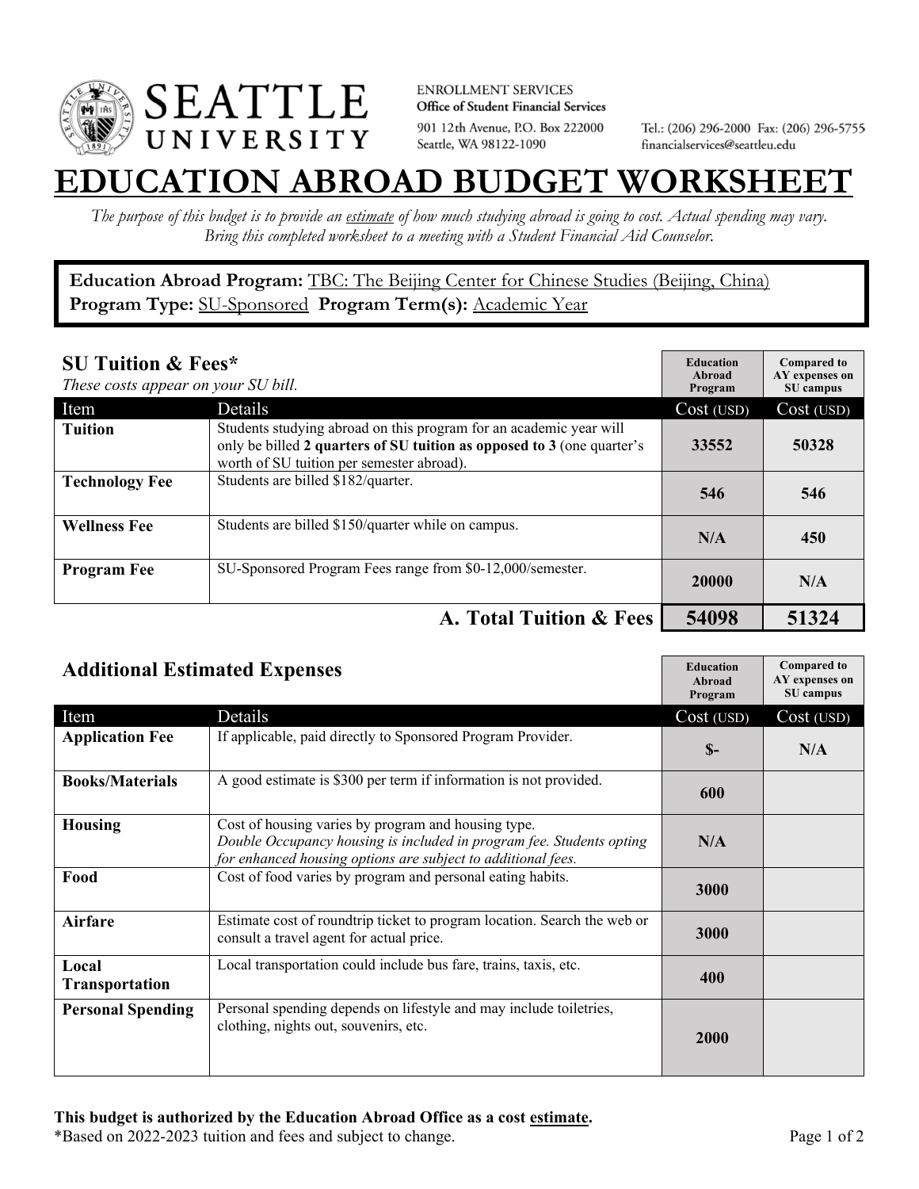SEATTLE UNIVERSITY

ENROLLMENT SERVICES
**Office of Student Financial Services**
901 12th Avenue, P.O. Box 222000
Seattle, WA 98122-1090

Tel.: (206) 296-2000 Fax: (206) 296-5755
financialservices@seattleu.edu

# EDUCATION ABROAD BUDGET WORKSHEET

*The purpose of this budget is to provide an estimate of how much studying abroad is going to cost. Actual spending may vary. Bring this completed worksheet to a meeting with a Student Financial Aid Counselor.*

**Education Abroad Program:** TBC: The Beijing Center for Chinese Studies (Beijing, China)
**Program Type:** SU-Sponsored **Program Term(s):** Academic Year

## SU Tuition & Fees*

*These costs appear on your SU bill.*

| Item | Details | Education Abroad Program Cost (USD) | Compared to AY expenses on SU campus Cost (USD) |
|---|---|---|---|
| **Tuition** | Students studying abroad on this program for an academic year will only be billed **2 quarters of SU tuition as opposed to 3** (one quarter's worth of SU tuition per semester abroad). | **33552** | **50328** |
| **Technology Fee** | Students are billed $182/quarter. | **546** | **546** |
| **Wellness Fee** | Students are billed $150/quarter while on campus. | **N/A** | **450** |
| **Program Fee** | SU-Sponsored Program Fees range from $0-12,000/semester. | **20000** | **N/A** |
| | **A. Total Tuition & Fees** | **54098** | **51324** |

## Additional Estimated Expenses

| Item | Details | Education Abroad Program Cost (USD) | Compared to AY expenses on SU campus Cost (USD) |
|---|---|---|---|
| **Application Fee** | If applicable, paid directly to Sponsored Program Provider. | **$-** | **N/A** |
| **Books/Materials** | A good estimate is $300 per term if information is not provided. | **600** | |
| **Housing** | Cost of housing varies by program and housing type. *Double Occupancy housing is included in program fee. Students opting for enhanced housing options are subject to additional fees.* | **N/A** | |
| **Food** | Cost of food varies by program and personal eating habits. | **3000** | |
| **Airfare** | Estimate cost of roundtrip ticket to program location. Search the web or consult a travel agent for actual price. | **3000** | |
| **Local Transportation** | Local transportation could include bus fare, trains, taxis, etc. | **400** | |
| **Personal Spending** | Personal spending depends on lifestyle and may include toiletries, clothing, nights out, souvenirs, etc. | **2000** | |

**This budget is authorized by the Education Abroad Office as a cost estimate.**
*Based on 2022-2023 tuition and fees and subject to change.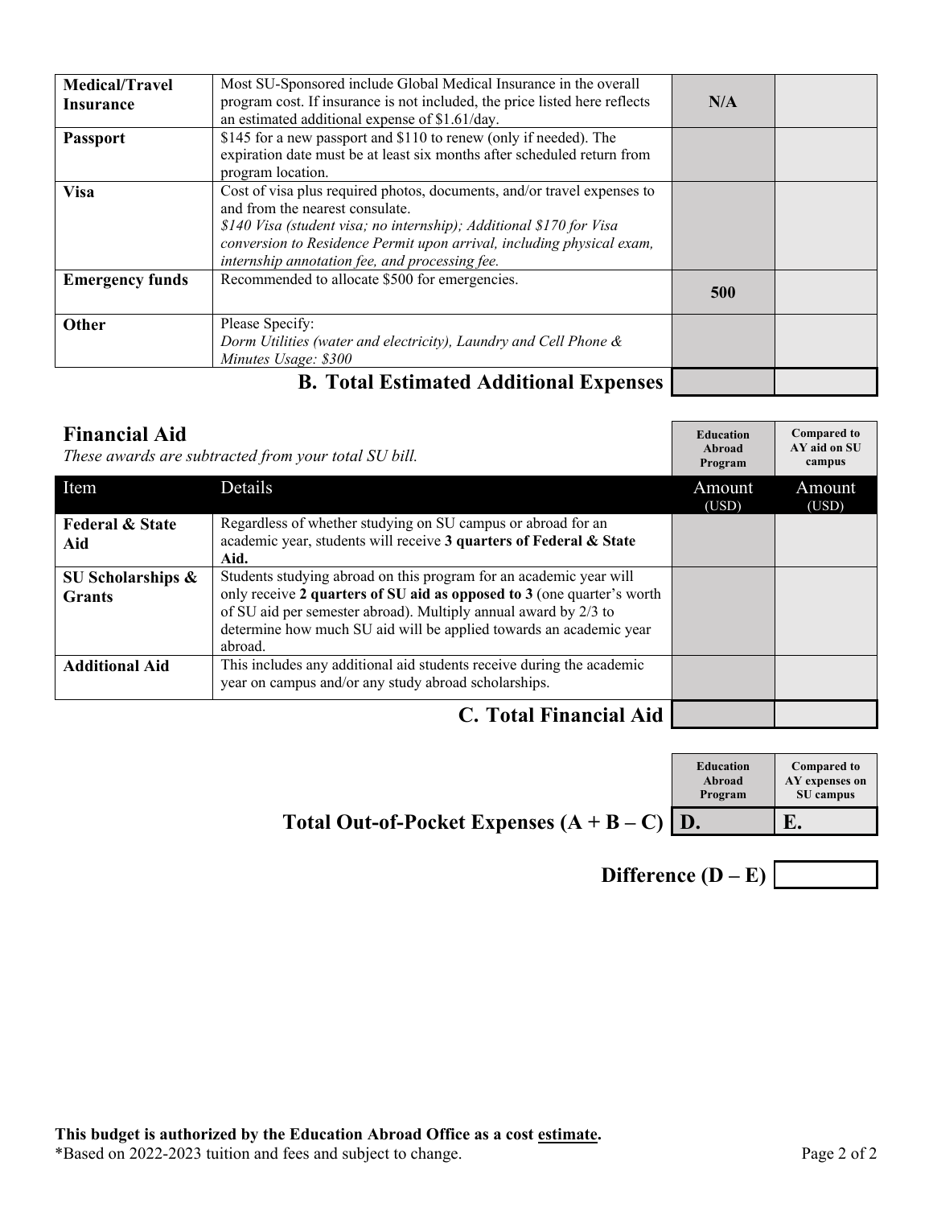| | | | |
|---|---|---|---|
| **Medical/Travel Insurance** | Most SU-Sponsored include Global Medical Insurance in the overall program cost. If insurance is not included, the price listed here reflects an estimated additional expense of $1.61/day. | **N/A** | |
| **Passport** | $145 for a new passport and $110 to renew (only if needed). The expiration date must be at least six months after scheduled return from program location. | | |
| **Visa** | Cost of visa plus required photos, documents, and/or travel expenses to and from the nearest consulate. *$140 Visa (student visa; no internship); Additional $170 for Visa conversion to Residence Permit upon arrival, including physical exam, internship annotation fee, and processing fee.* | | |
| **Emergency funds** | Recommended to allocate $500 for emergencies. | **500** | |
| **Other** | Please Specify: *Dorm Utilities (water and electricity), Laundry and Cell Phone & Minutes Usage: $300* | | |
| | **B. Total Estimated Additional Expenses** | | |

## Financial Aid

*These awards are subtracted from your total SU bill.*

| | | Education Abroad Program | Compared to AY aid on SU campus |
|---|---|---|---|
| Item | Details | Amount (USD) | Amount (USD) |
| **Federal & State Aid** | Regardless of whether studying on SU campus or abroad for an academic year, students will receive **3 quarters of Federal & State Aid.** | | |
| **SU Scholarships & Grants** | Students studying abroad on this program for an academic year will only receive **2 quarters of SU aid as opposed to 3** (one quarter's worth of SU aid per semester abroad). Multiply annual award by 2/3 to determine how much SU aid will be applied towards an academic year abroad. | | |
| **Additional Aid** | This includes any additional aid students receive during the academic year on campus and/or any study abroad scholarships. | | |
| | **C. Total Financial Aid** | | |

| | Education Abroad Program | Compared to AY expenses on SU campus |
|---|---|---|
| **Total Out-of-Pocket Expenses (A + B – C)** | **D.** | **E.** |

| | |
|---|---|
| **Difference (D – E)** | |

**This budget is authorized by the Education Abroad Office as a cost estimate.**

*Based on 2022-2023 tuition and fees and subject to change.